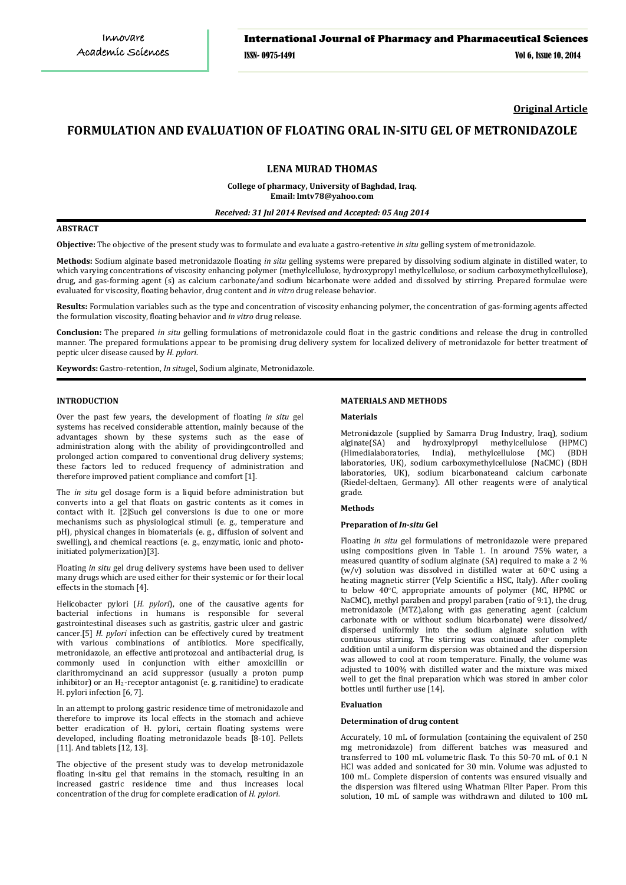**Original Article**

# FORMULATION AND EVALUATION OF FLOATING ORAL IN-SITU GEL OF METRONIDAZOLE

## LENA MURAD THOMAS

**College of pharmacy, University of Baghdad, Iraq.**
**Email: lmtv78@yahoo.com**

*Received: 31 Jul 2014 Revised and Accepted: 05 Aug 2014*

### ABSTRACT

**Objective:** The objective of the present study was to formulate and evaluate a gastro-retentive *in situ* gelling system of metronidazole.

**Methods:** Sodium alginate based metronidazole floating *in situ* gelling systems were prepared by dissolving sodium alginate in distilled water, to which varying concentrations of viscosity enhancing polymer (methylcellulose, hydroxypropyl methylcellulose, or sodium carboxymethylcellulose), drug, and gas-forming agent (s) as calcium carbonate/and sodium bicarbonate were added and dissolved by stirring. Prepared formulae were evaluated for viscosity, floating behavior, drug content and *in vitro* drug release behavior.

**Results:** Formulation variables such as the type and concentration of viscosity enhancing polymer, the concentration of gas-forming agents affected the formulation viscosity, floating behavior and *in vitro* drug release.

**Conclusion:** The prepared *in situ* gelling formulations of metronidazole could float in the gastric conditions and release the drug in controlled manner. The prepared formulations appear to be promising drug delivery system for localized delivery of metronidazole for better treatment of peptic ulcer disease caused by *H. pylori*.

**Keywords:** Gastro-retention, *In situ*gel, Sodium alginate, Metronidazole.

### INTRODUCTION

Over the past few years, the development of floating *in situ* gel systems has received considerable attention, mainly because of the advantages shown by these systems such as the ease of administration along with the ability of providingcontrolled and prolonged action compared to conventional drug delivery systems; these factors led to reduced frequency of administration and therefore improved patient compliance and comfort [1].

The *in situ* gel dosage form is a liquid before administration but converts into a gel that floats on gastric contents as it comes in contact with it. [2]Such gel conversions is due to one or more mechanisms such as physiological stimuli (e. g., temperature and pH), physical changes in biomaterials (e. g., diffusion of solvent and swelling), and chemical reactions (e. g., enzymatic, ionic and photo-initiated polymerization)[3].

Floating *in situ* gel drug delivery systems have been used to deliver many drugs which are used either for their systemic or for their local effects in the stomach [4].

Helicobacter pylori (*H. pylori*), one of the causative agents for bacterial infections in humans is responsible for several gastrointestinal diseases such as gastritis, gastric ulcer and gastric cancer.[5] *H. pylori* infection can be effectively cured by treatment with various combinations of antibiotics. More specifically, metronidazole, an effective antiprotozoal and antibacterial drug, is commonly used in conjunction with either amoxicillin or clarithromycinand an acid suppressor (usually a proton pump inhibitor) or an $H_2$-receptor antagonist (e. g. ranitidine) to eradicate H. pylori infection [6, 7].

In an attempt to prolong gastric residence time of metronidazole and therefore to improve its local effects in the stomach and achieve better eradication of H. pylori, certain floating systems were developed, including floating metronidazole beads [8-10]. Pellets [11]. And tablets [12, 13].

The objective of the present study was to develop metronidazole floating in-situ gel that remains in the stomach, resulting in an increased gastric residence time and thus increases local concentration of the drug for complete eradication of *H. pylori*.

### MATERIALS AND METHODS

#### Materials

Metronidazole (supplied by Samarra Drug Industry, Iraq), sodium alginate(SA) and hydroxylpropyl methylcellulose (HPMC) (Himedialaboratories, India), methylcellulose (MC) (BDH laboratories, UK), sodium carboxymethylcellulose (NaCMC) (BDH laboratories, UK), sodium bicarbonateand calcium carbonate (Riedel-deltaen, Germany). All other reagents were of analytical grade.

#### Methods

#### Preparation of *In-situ* Gel

Floating *in situ* gel formulations of metronidazole were prepared using compositions given in Table 1. In around 75% water, a measured quantity of sodium alginate (SA) required to make a 2 % (w/v) solution was dissolved in distilled water at 60°C using a heating magnetic stirrer (Velp Scientific a HSC, Italy). After cooling to below 40°C, appropriate amounts of polymer (MC, HPMC or NaCMC), methyl paraben and propyl paraben (ratio of 9:1), the drug, metronidazole (MTZ),along with gas generating agent (calcium carbonate with or without sodium bicarbonate) were dissolved/ dispersed uniformly into the sodium alginate solution with continuous stirring. The stirring was continued after complete addition until a uniform dispersion was obtained and the dispersion was allowed to cool at room temperature. Finally, the volume was adjusted to 100% with distilled water and the mixture was mixed well to get the final preparation which was stored in amber color bottles until further use [14].

#### Evaluation

#### Determination of drug content

Accurately, 10 mL of formulation (containing the equivalent of 250 mg metronidazole) from different batches was measured and transferred to 100 mL volumetric flask. To this 50-70 mL of 0.1 N HCl was added and sonicated for 30 min. Volume was adjusted to 100 mL. Complete dispersion of contents was ensured visually and the dispersion was filtered using Whatman Filter Paper. From this solution, 10 mL of sample was withdrawn and diluted to 100 mL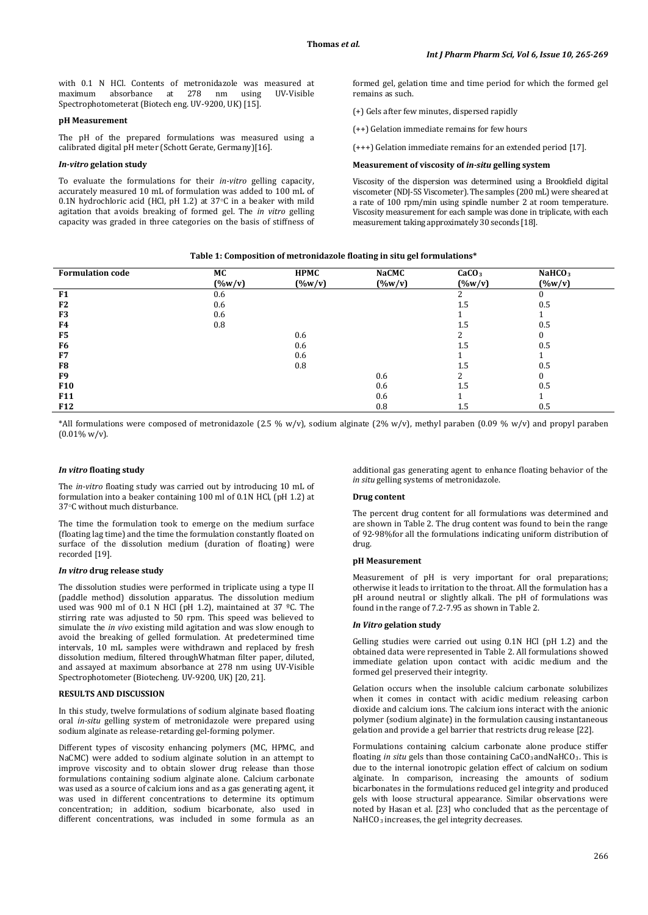with 0.1 N HCl. Contents of metronidazole was measured at maximum absorbance at 278 nm using UV-Visible Spectrophotometerat (Biotech eng. UV-9200, UK) [15].

**pH Measurement**

The pH of the prepared formulations was measured using a calibrated digital pH meter (Schott Gerate, Germany)[16].

***In-vitro* gelation study**

To evaluate the formulations for their *in-vitro* gelling capacity, accurately measured 10 mL of formulation was added to 100 mL of 0.1N hydrochloric acid (HCl, pH 1.2) at 37◦C in a beaker with mild agitation that avoids breaking of formed gel. The *in vitro* gelling capacity was graded in three categories on the basis of stiffness of formed gel, gelation time and time period for which the formed gel remains as such.

(+) Gels after few minutes, dispersed rapidly

(++) Gelation immediate remains for few hours

(+++) Gelation immediate remains for an extended period [17].

**Measurement of viscosity of *in-situ* gelling system**

Viscosity of the dispersion was determined using a Brookfield digital viscometer (NDJ-5S Viscometer). The samples (200 mL) were sheared at a rate of 100 rpm/min using spindle number 2 at room temperature. Viscosity measurement for each sample was done in triplicate, with each measurement taking approximately 30 seconds [18].

**Table 1: Composition of metronidazole floating in situ gel formulations***

| Formulation code | MC (%w/v) | HPMC (%w/v) | NaCMC (%w/v) | $CaCO_3$ (%w/v) | $NaHCO_3$ (%w/v) |
|---|---|---|---|---|---|
| F1 | 0.6 | | | 2 | 0 |
| F2 | 0.6 | | | 1.5 | 0.5 |
| F3 | 0.6 | | | 1 | 1 |
| F4 | 0.8 | | | 1.5 | 0.5 |
| F5 | | 0.6 | | 2 | 0 |
| F6 | | 0.6 | | 1.5 | 0.5 |
| F7 | | 0.6 | | 1 | 1 |
| F8 | | 0.8 | | 1.5 | 0.5 |
| F9 | | | 0.6 | 2 | 0 |
| F10 | | | 0.6 | 1.5 | 0.5 |
| F11 | | | 0.6 | 1 | 1 |
| F12 | | | 0.8 | 1.5 | 0.5 |

*All formulations were composed of metronidazole (2.5 % w/v), sodium alginate (2% w/v), methyl paraben (0.09 % w/v) and propyl paraben (0.01% w/v).

***In vitro* floating study**

The *in-vitro* floating study was carried out by introducing 10 mL of formulation into a beaker containing 100 ml of 0.1N HCl, (pH 1.2) at 37◦C without much disturbance.

The time the formulation took to emerge on the medium surface (floating lag time) and the time the formulation constantly floated on surface of the dissolution medium (duration of floating) were recorded [19].

***In vitro* drug release study**

The dissolution studies were performed in triplicate using a type II (paddle method) dissolution apparatus. The dissolution medium used was 900 ml of 0.1 N HCl (pH 1.2), maintained at 37 ºC. The stirring rate was adjusted to 50 rpm. This speed was believed to simulate the *in vivo* existing mild agitation and was slow enough to avoid the breaking of gelled formulation. At predetermined time intervals, 10 mL samples were withdrawn and replaced by fresh dissolution medium, filtered throughWhatman filter paper, diluted, and assayed at maximum absorbance at 278 nm using UV-Visible Spectrophotometer (Biotecheng. UV-9200, UK) [20, 21].

**RESULTS AND DISCUSSION**

In this study, twelve formulations of sodium alginate based floating oral *in-situ* gelling system of metronidazole were prepared using sodium alginate as release-retarding gel-forming polymer.

Different types of viscosity enhancing polymers (MC, HPMC, and NaCMC) were added to sodium alginate solution in an attempt to improve viscosity and to obtain slower drug release than those formulations containing sodium alginate alone. Calcium carbonate was used as a source of calcium ions and as a gas generating agent, it was used in different concentrations to determine its optimum concentration; in addition, sodium bicarbonate, also used in different concentrations, was included in some formula as an additional gas generating agent to enhance floating behavior of the *in situ* gelling systems of metronidazole.

**Drug content**

The percent drug content for all formulations was determined and are shown in Table 2. The drug content was found to bein the range of 92-98%for all the formulations indicating uniform distribution of drug.

**pH Measurement**

Measurement of pH is very important for oral preparations; otherwise it leads to irritation to the throat. All the formulation has a pH around neutral or slightly alkali. The pH of formulations was found in the range of 7.2-7.95 as shown in Table 2.

***In Vitro* gelation study**

Gelling studies were carried out using 0.1N HCl (pH 1.2) and the obtained data were represented in Table 2. All formulations showed immediate gelation upon contact with acidic medium and the formed gel preserved their integrity.

Gelation occurs when the insoluble calcium carbonate solubilizes when it comes in contact with acidic medium releasing carbon dioxide and calcium ions. The calcium ions interact with the anionic polymer (sodium alginate) in the formulation causing instantaneous gelation and provide a gel barrier that restricts drug release [22].

Formulations containing calcium carbonate alone produce stiffer floating *in situ* gels than those containing $CaCO_3$and$NaHCO_3$. This is due to the internal ionotropic gelation effect of calcium on sodium alginate. In comparison, increasing the amounts of sodium bicarbonates in the formulations reduced gel integrity and produced gels with loose structural appearance. Similar observations were noted by Hasan et al. [23] who concluded that as the percentage of $NaHCO_3$ increases, the gel integrity decreases.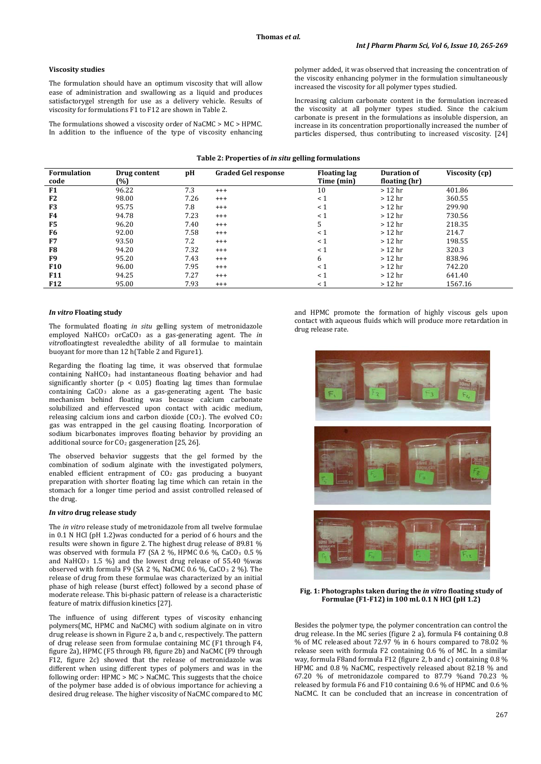### Viscosity studies

The formulation should have an optimum viscosity that will allow ease of administration and swallowing as a liquid and produces satisfactorygel strength for use as a delivery vehicle. Results of viscosity for formulations F1 to F12 are shown in Table 2.

The formulations showed a viscosity order of NaCMC > MC > HPMC. In addition to the influence of the type of viscosity enhancing polymer added, it was observed that increasing the concentration of the viscosity enhancing polymer in the formulation simultaneously increased the viscosity for all polymer types studied.

Increasing calcium carbonate content in the formulation increased the viscosity at all polymer types studied. Since the calcium carbonate is present in the formulations as insoluble dispersion, an increase in its concentration proportionally increased the number of particles dispersed, thus contributing to increased viscosity. [24]

**Table 2: Properties of *in situ* gelling formulations**

| Formulation code | Drug content (%) | pH | Graded Gel response | Floating lag Time (min) | Duration of floating (hr) | Viscosity (cp) |
|---|---|---|---|---|---|---|
| **F1** | 96.22 | 7.3 | +++ | 10 | > 12 hr | 401.86 |
| **F2** | 98.00 | 7.26 | +++ | < 1 | > 12 hr | 360.55 |
| **F3** | 95.75 | 7.8 | +++ | < 1 | > 12 hr | 299.90 |
| **F4** | 94.78 | 7.23 | +++ | < 1 | > 12 hr | 730.56 |
| **F5** | 96.20 | 7.40 | +++ | 5 | > 12 hr | 218.35 |
| **F6** | 92.00 | 7.58 | +++ | < 1 | > 12 hr | 214.7 |
| **F7** | 93.50 | 7.2 | +++ | < 1 | > 12 hr | 198.55 |
| **F8** | 94.20 | 7.32 | +++ | < 1 | > 12 hr | 320.3 |
| **F9** | 95.20 | 7.43 | +++ | 6 | > 12 hr | 838.96 |
| **F10** | 96.00 | 7.95 | +++ | < 1 | > 12 hr | 742.20 |
| **F11** | 94.25 | 7.27 | +++ | < 1 | > 12 hr | 641.40 |
| **F12** | 95.00 | 7.93 | +++ | < 1 | > 12 hr | 1567.16 |

### *In vitro* Floating study

The formulated floating *in situ* gelling system of metronidazole employed $NaHCO_3$ or$CaCO_3$ as a gas-generating agent. The *in vitro*floatingtest revealedthe ability of all formulae to maintain buoyant for more than 12 h(Table 2 and Figure1).

Regarding the floating lag time, it was observed that formulae containing $NaHCO_3$ had instantaneous floating behavior and had significantly shorter ($p < 0.05$) floating lag times than formulae containing $CaCO_3$ alone as a gas-generating agent. The basic mechanism behind floating was because calcium carbonate solubilized and effervesced upon contact with acidic medium, releasing calcium ions and carbon dioxide ($CO_2$). The evolved $CO_2$ gas was entrapped in the gel causing floating. Incorporation of sodium bicarbonates improves floating behavior by providing an additional source for $CO_2$ gasgeneration [25, 26].

The observed behavior suggests that the gel formed by the combination of sodium alginate with the investigated polymers, enabled efficient entrapment of $CO_2$ gas producing a buoyant preparation with shorter floating lag time which can retain in the stomach for a longer time period and assist controlled released of the drug.

### *In vitro* drug release study

The *in vitro* release study of metronidazole from all twelve formulae in 0.1 N HCl (pH 1.2)was conducted for a period of 6 hours and the results were shown in figure 2. The highest drug release of 89.81 % was observed with formula F7 (SA 2 %, HPMC 0.6 %, $CaCO_3$ 0.5 % and $NaHCO_3$ 1.5 %) and the lowest drug release of 55.40 %was observed with formula F9 (SA 2 %, NaCMC 0.6 %, $CaCO_3$ 2 %). The release of drug from these formulae was characterized by an initial phase of high release (burst effect) followed by a second phase of moderate release. This bi-phasic pattern of release is a characteristic feature of matrix diffusion kinetics [27].

The influence of using different types of viscosity enhancing polymers(MC, HPMC and NaCMC) with sodium alginate on in vitro drug release is shown in Figure 2 a, b and c, respectively. The pattern of drug release seen from formulae containing MC (F1 through F4, figure 2a), HPMC (F5 through F8, figure 2b) and NaCMC (F9 through F12, figure 2c) showed that the release of metronidazole was different when using different types of polymers and was in the following order: HPMC > MC > NaCMC. This suggests that the choice of the polymer base added is of obvious importance for achieving a desired drug release. The higher viscosity of NaCMC compared to MC and HPMC promote the formation of highly viscous gels upon contact with aqueous fluids which will produce more retardation in drug release rate.

**Fig. 1: Photographs taken during the *in vitro* floating study of Formulae (F1-F12) in 100 mL 0.1 N HCl (pH 1.2)**

Besides the polymer type, the polymer concentration can control the drug release. In the MC series (figure 2 a), formula F4 containing 0.8 % of MC released about 72.97 % in 6 hours compared to 78.02 % release seen with formula F2 containing 0.6 % of MC. In a similar way, formula F8and formula F12 (figure 2, b and c) containing 0.8 % HPMC and 0.8 % NaCMC, respectively released about 82.18 % and 67.20 % of metronidazole compared to 87.79 %and 70.23 % released by formula F6 and F10 containing 0.6 % of HPMC and 0.6 % NaCMC. It can be concluded that an increase in concentration of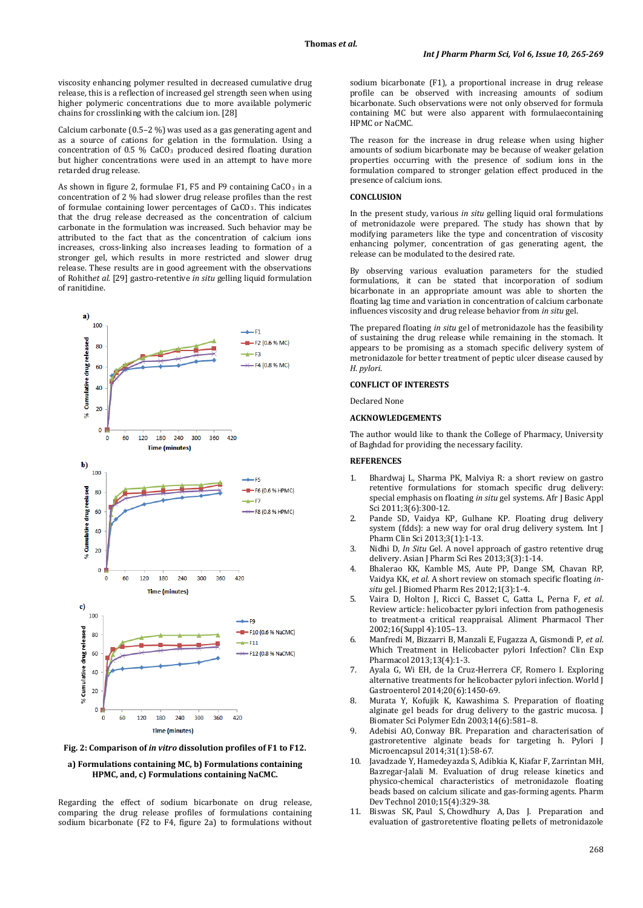viscosity enhancing polymer resulted in decreased cumulative drug release, this is a reflection of increased gel strength seen when using higher polymeric concentrations due to more available polymeric chains for crosslinking with the calcium ion. [28]

Calcium carbonate (0.5–2 %) was used as a gas generating agent and as a source of cations for gelation in the formulation. Using a concentration of 0.5 % $CaCO_3$ produced desired floating duration but higher concentrations were used in an attempt to have more retarded drug release.

As shown in figure 2, formulae F1, F5 and F9 containing $CaCO_3$ in a concentration of 2 % had slower drug release profiles than the rest of formulae containing lower percentages of $CaCO_3$. This indicates that the drug release decreased as the concentration of calcium carbonate in the formulation was increased. Such behavior may be attributed to the fact that as the concentration of calcium ions increases, cross-linking also increases leading to formation of a stronger gel, which results in more restricted and slower drug release. These results are in good agreement with the observations of Rohithet *al.* [29] gastro-retentive *in situ* gelling liquid formulation of ranitidine.

**Fig. 2: Comparison of *in vitro* dissolution profiles of F1 to F12.**

**a) Formulations containing MC, b) Formulations containing HPMC, and, c) Formulations containing NaCMC.**

Regarding the effect of sodium bicarbonate on drug release, comparing the drug release profiles of formulations containing sodium bicarbonate (F2 to F4, figure 2a) to formulations without sodium bicarbonate (F1), a proportional increase in drug release profile can be observed with increasing amounts of sodium bicarbonate. Such observations were not only observed for formula containing MC but were also apparent with formulaecontaining HPMC or NaCMC.

The reason for the increase in drug release when using higher amounts of sodium bicarbonate may be because of weaker gelation properties occurring with the presence of sodium ions in the formulation compared to stronger gelation effect produced in the presence of calcium ions.

## CONCLUSION

In the present study, various *in situ* gelling liquid oral formulations of metronidazole were prepared. The study has shown that by modifying parameters like the type and concentration of viscosity enhancing polymer, concentration of gas generating agent, the release can be modulated to the desired rate.

By observing various evaluation parameters for the studied formulations, it can be stated that incorporation of sodium bicarbonate in an appropriate amount was able to shorten the floating lag time and variation in concentration of calcium carbonate influences viscosity and drug release behavior from *in situ* gel.

The prepared floating *in situ* gel of metronidazole has the feasibility of sustaining the drug release while remaining in the stomach. It appears to be promising as a stomach specific delivery system of metronidazole for better treatment of peptic ulcer disease caused by *H. pylori*.

## CONFLICT OF INTERESTS

Declared None

## ACKNOWLEDGEMENTS

The author would like to thank the College of Pharmacy, University of Baghdad for providing the necessary facility.

## REFERENCES

1. Bhardwaj L, Sharma PK, Malviya R: a short review on gastro retentive formulations for stomach specific drug delivery: special emphasis on floating *in situ* gel systems. Afr J Basic Appl Sci 2011;3(6):300-12.
2. Pande SD, Vaidya KP, Gulhane KP. Floating drug delivery system (fdds): a new way for oral drug delivery system. Int J Pharm Clin Sci 2013;3(1):1-13.
3. Nidhi D, *In Situ* Gel. A novel approach of gastro retentive drug delivery. Asian J Pharm Sci Res 2013;3(3):1-14.
4. Bhalerao KK, Kamble MS, Aute PP, Dange SM, Chavan RP, Vaidya KK, *et al.* A short review on stomach specific floating *in-situ* gel. J Biomed Pharm Res 2012;1(3):1-4.
5. Vaira D, Holton J, Ricci C, Basset C, Gatta L, Perna F, *et al.* Review article: helicobacter pylori infection from pathogenesis to treatment-a critical reappraisal. Aliment Pharmacol Ther 2002;16(Suppl 4):105–13.
6. Manfredi M, Bizzarri B, Manzali E, Fugazza A, Gismondi P, *et al.* Which Treatment in Helicobacter pylori Infection? Clin Exp Pharmacol 2013;13(4):1-3.
7. Ayala G, Wi EH, de la Cruz-Herrera CF, Romero I. Exploring alternative treatments for helicobacter pylori infection. World J Gastroenterol 2014;20(6):1450-69.
8. Murata Y, Kofujik K, Kawashima S. Preparation of floating alginate gel beads for drug delivery to the gastric mucosa. J Biomater Sci Polymer Edn 2003;14(6):581–8.
9. Adebisi AO, Conway BR. Preparation and characterisation of gastroretentive alginate beads for targeting h. Pylori J Microencapsul 2014;31(1):58-67.
10. Javadzade Y, Hamedeyazda S, Adibkia K, Kiafar F, Zarrintan MH, Bazregar-Jalali M. Evaluation of drug release kinetics and physico-chemical characteristics of metronidazole floating beads based on calcium silicate and gas-forming agents. Pharm Dev Technol 2010;15(4):329-38.
11. Biswas SK, Paul S, Chowdhury A, Das J. Preparation and evaluation of gastroretentive floating pellets of metronidazole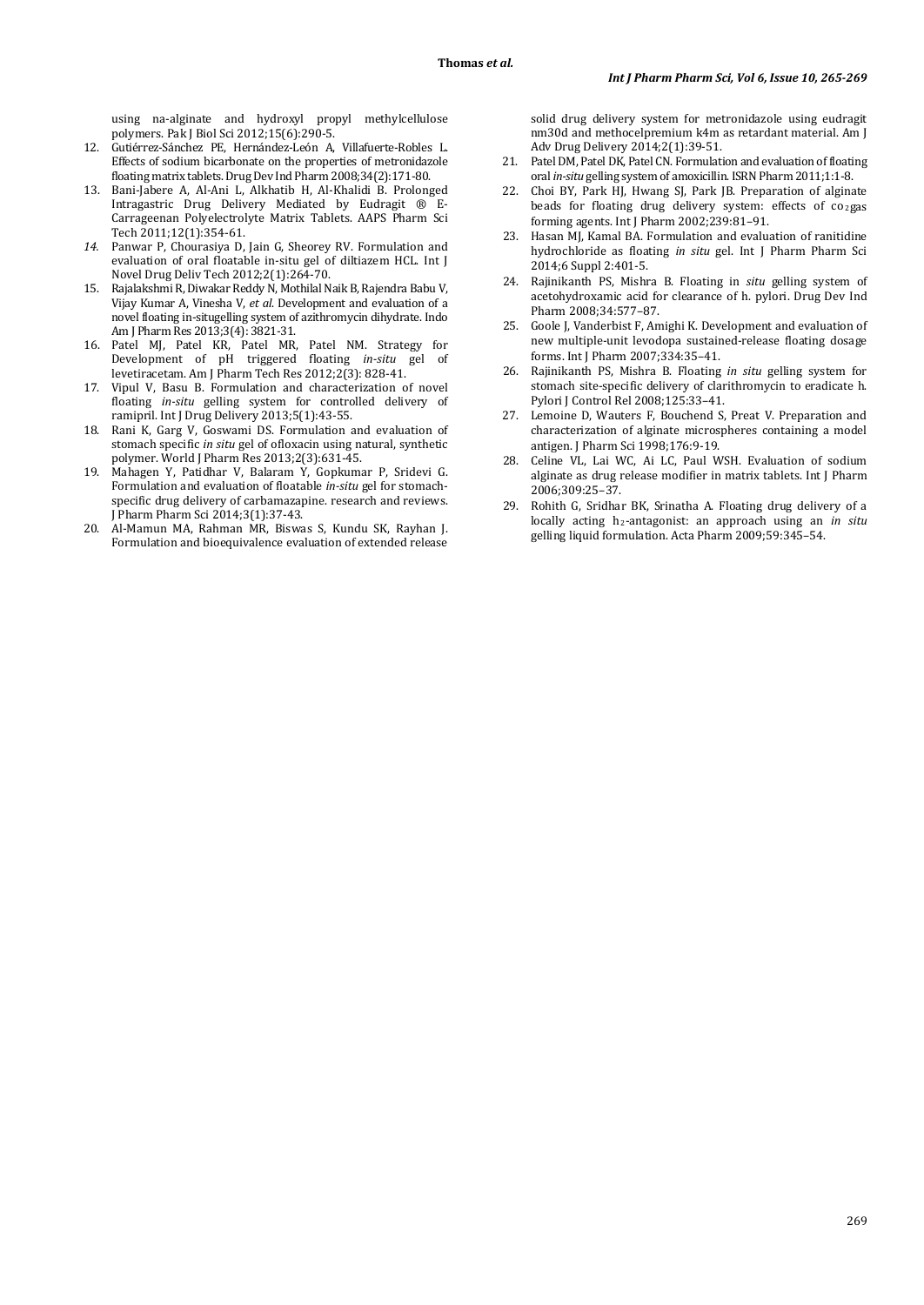using na-alginate and hydroxyl propyl methylcellulose polymers. Pak J Biol Sci 2012;15(6):290-5.

12. Gutiérrez-Sánchez PE, Hernández-León A, Villafuerte-Robles L. Effects of sodium bicarbonate on the properties of metronidazole floating matrix tablets. Drug Dev Ind Pharm 2008;34(2):171-80.
13. Bani-Jabere A, Al-Ani L, Alkhatib H, Al-Khalidi B. Prolonged Intragastric Drug Delivery Mediated by Eudragit ® E-Carrageenan Polyelectrolyte Matrix Tablets. AAPS Pharm Sci Tech 2011;12(1):354-61.
14. Panwar P, Chourasiya D, Jain G, Sheorey RV. Formulation and evaluation of oral floatable in-situ gel of diltiazem HCL. Int J Novel Drug Deliv Tech 2012;2(1):264-70.
15. Rajalakshmi R, Diwakar Reddy N, Mothilal Naik B, Rajendra Babu V, Vijay Kumar A, Vinesha V, *et al*. Development and evaluation of a novel floating in-situgelling system of azithromycin dihydrate. Indo Am J Pharm Res 2013;3(4): 3821-31.
16. Patel MJ, Patel KR, Patel MR, Patel NM. Strategy for Development of pH triggered floating *in-situ* gel of levetiracetam. Am J Pharm Tech Res 2012;2(3): 828-41.
17. Vipul V, Basu B. Formulation and characterization of novel floating *in-situ* gelling system for controlled delivery of ramipril. Int J Drug Delivery 2013;5(1):43-55.
18. Rani K, Garg V, Goswami DS. Formulation and evaluation of stomach specific *in situ* gel of ofloxacin using natural, synthetic polymer. World J Pharm Res 2013;2(3):631-45.
19. Mahagen Y, Patidhar V, Balaram Y, Gopkumar P, Sridevi G. Formulation and evaluation of floatable *in-situ* gel for stomach-specific drug delivery of carbamazapine. research and reviews. J Pharm Pharm Sci 2014;3(1):37-43.
20. Al-Mamun MA, Rahman MR, Biswas S, Kundu SK, Rayhan J. Formulation and bioequivalence evaluation of extended release solid drug delivery system for metronidazole using eudragit nm30d and methocelpremium k4m as retardant material. Am J Adv Drug Delivery 2014;2(1):39-51.
21. Patel DM, Patel DK, Patel CN. Formulation and evaluation of floating oral *in-situ* gelling system of amoxicillin. ISRN Pharm 2011;1:1-8.
22. Choi BY, Park HJ, Hwang SJ, Park JB. Preparation of alginate beads for floating drug delivery system: effects of $co_2$gas forming agents. Int J Pharm 2002;239:81–91.
23. Hasan MJ, Kamal BA. Formulation and evaluation of ranitidine hydrochloride as floating *in situ* gel. Int J Pharm Pharm Sci 2014;6 Suppl 2:401-5.
24. Rajinikanth PS, Mishra B. Floating in *situ* gelling system of acetohydroxamic acid for clearance of h. pylori. Drug Dev Ind Pharm 2008;34:577–87.
25. Goole J, Vanderbist F, Amighi K. Development and evaluation of new multiple-unit levodopa sustained-release floating dosage forms. Int J Pharm 2007;334:35–41.
26. Rajinikanth PS, Mishra B. Floating *in situ* gelling system for stomach site-specific delivery of clarithromycin to eradicate h. Pylori J Control Rel 2008;125:33–41.
27. Lemoine D, Wauters F, Bouchend S, Preat V. Preparation and characterization of alginate microspheres containing a model antigen. J Pharm Sci 1998;176:9-19.
28. Celine VL, Lai WC, Ai LC, Paul WSH. Evaluation of sodium alginate as drug release modifier in matrix tablets. Int J Pharm 2006;309:25– 37.
29. Rohith G, Sridhar BK, Srinatha A. Floating drug delivery of a locally acting $h_2$-antagonist: an approach using an *in situ* gelling liquid formulation. Acta Pharm 2009;59:345–54.